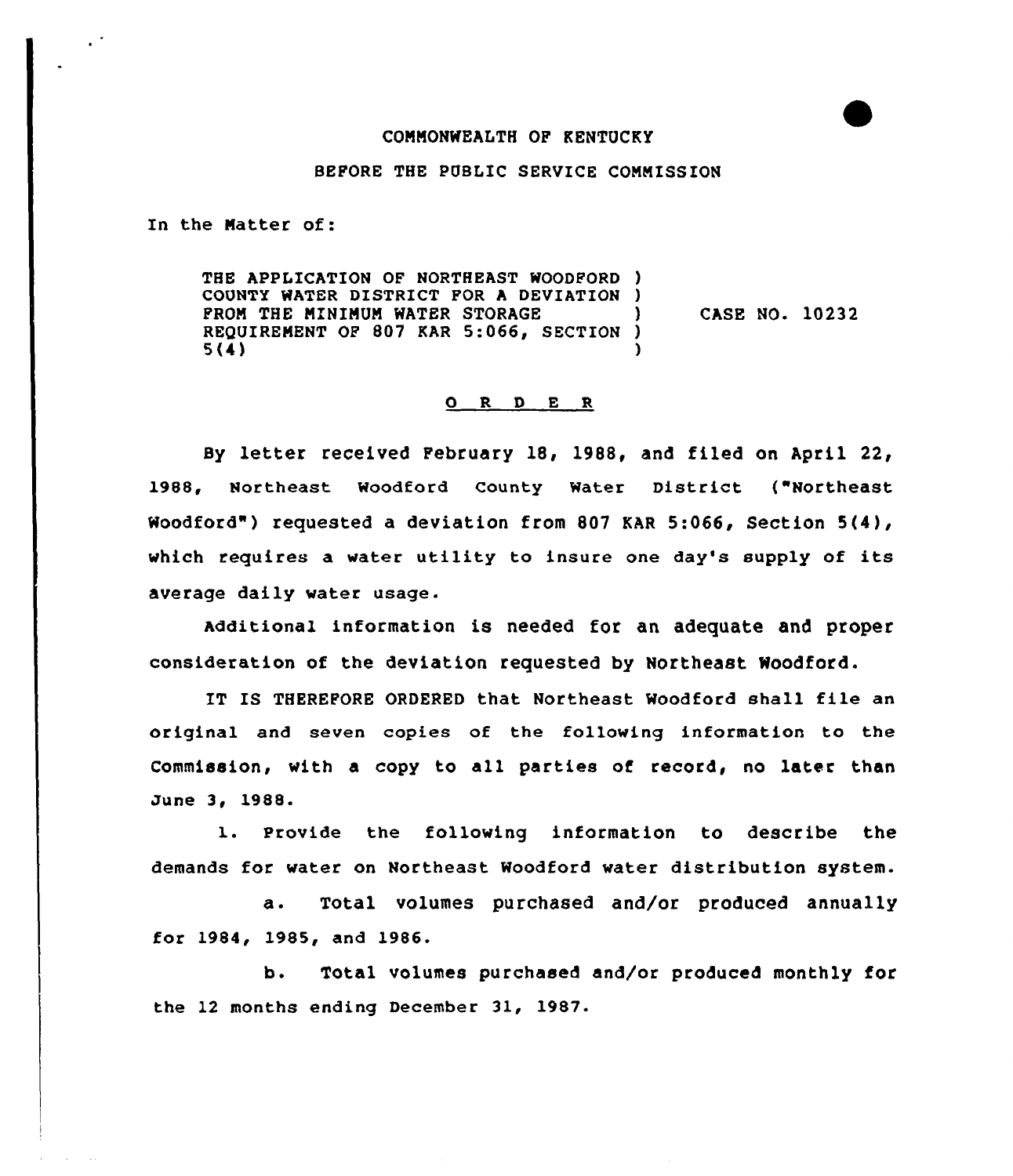COMMONWEALTH OF KENTUCKY

BEFORE THE PUBLIC SERVICE COMMISSION

In the Matter of:

THE APPLICATION OF NORTHEAST WOODFORD COUNTY WATER DISTRICT FOR A DEVIATION FROM THE MINIMUM WATER STORAGE REQUIREMENT OF 807 KAR 5:066, SECTION 5(4) ) CASE NO. 10232

O R D E R

By letter received February 18, 1988, and filed on April 22, 1988, Northeast Woodford County Water District ("Northeast Woodford") requested a deviation from 807 KAR 5:066, Section 5(4), which requires a water utility to insure one day's supply of its average daily water usage.

Additional information is needed for an adequate and proper consideration of the deviation requested by Northeast Woodford.

IT IS THEREFORE ORDERED that Northeast Woodford shall file an original and seven copies of the following information to the Commission, with a copy to all parties of record, no later than June 3, 1988.

1. Provide the following information to describe the demands for water on Northeast Woodford water distribution system.

   a. Total volumes purchased and/or produced annually for 1984, 1985, and 1986.

   b. Total volumes purchased and/or produced monthly for the 12 months ending December 31, 1987.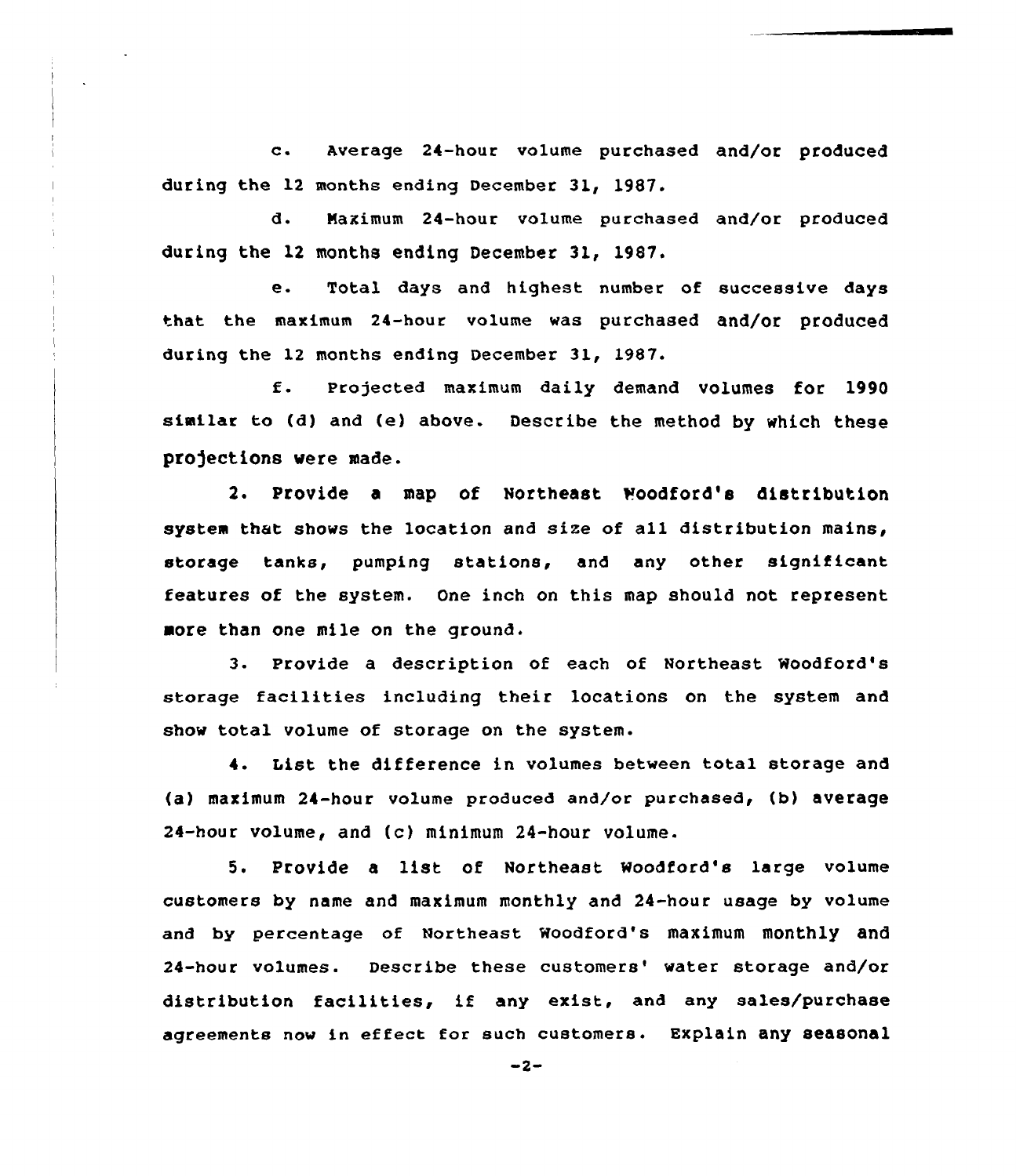c. Average 24-hour volume purchased and/or produced during the 12 months ending December 31, 1987.

d. Maximum 24-hour volume purchased and/or produced during the 12 months ending December 31, 1987.

e. Total days and highest number of successive days that the maximum 24-hour volume was purchased and/or produced during the 12 months ending December 31, 1987.

f. Projected maximum daily demand volumes for 1990 similar to (d) and (e) above. Describe the method by which these projections were made.

2. Provide a map of Northeast Woodford's distribution system that shows the location and size of all distribution mains, storage tanks, pumping stations, and any other significant features of the system. One inch on this map should not represent more than one mile on the ground.

3. Provide a description of each of Northeast Woodford's storage facilities including their locations on the system and show total volume of storage on the system.

4. List the difference in volumes between total storage and (a) maximum 24-hour volume produced and/or purchased, (b) average 24-hour volume, and (c) minimum 24-hour volume.

5. Provide a list of Northeast Woodford's large volume customers by name and maximum monthly and 24-hour usage by volume and by percentage of Northeast Woodford's maximum monthly and 24-hour volumes. Describe these customers' water storage and/or distribution facilities, if any exist, and any sales/purchase agreements now in effect for such customers. Explain any seasonal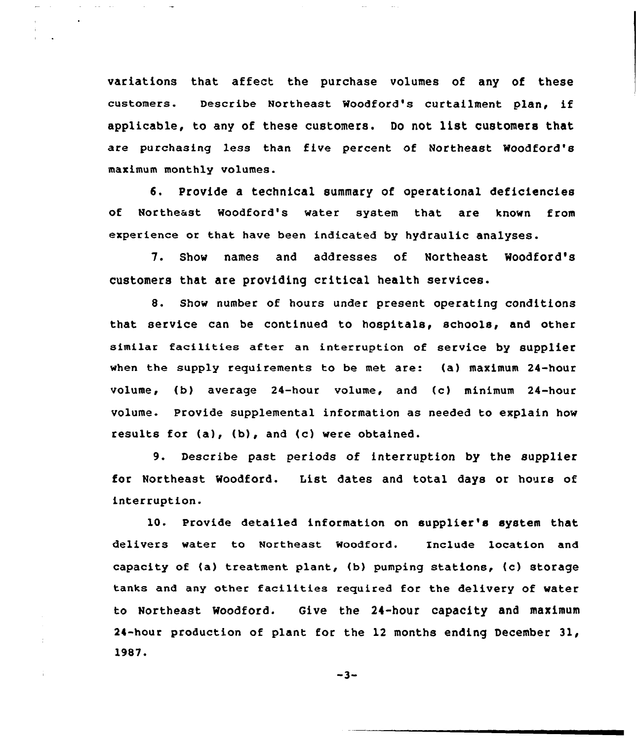variations that affect the purchase volumes of any of these customers. Describe Northeast Woodford's curtailment plan, if applicable, to any of these customers. Do not list customers that are purchasing less than five percent of Northeast Woodford's maximum monthly volumes.

6. Provide a technical summary of operational deficiencies of Northeast Woodford's water system that are known from experience or that have been indicated by hydraulic analyses.

7. Show names and addresses of Northeast Woodford's customers that are providing critical health services.

8. Show number of hours under present operating conditions that service can be continued to hospitals, schools, and other similar facilities after an interruption of service by supplier when the supply requirements to be met are: (a) maximum 24-hour volume, (b) average 24-hour volume, and (c) minimum 24-hour volume. Provide supplemental information as needed to explain how results for (a), (b), and (c) were obtained.

9. Describe past periods of interruption by the supplier for Northeast Woodford. List dates and total days or hours of interruption.

10. Provide detailed information on supplier's system that delivers water to Northeast Woodford. Include location and capacity of (a) treatment plant, (b) pumping stations, (c) storage tanks and any other facilities required for the delivery of water to Northeast Woodford. Give the 24-hour capacity and maximum 24-hour production of plant for the 12 months ending December 31, 1987.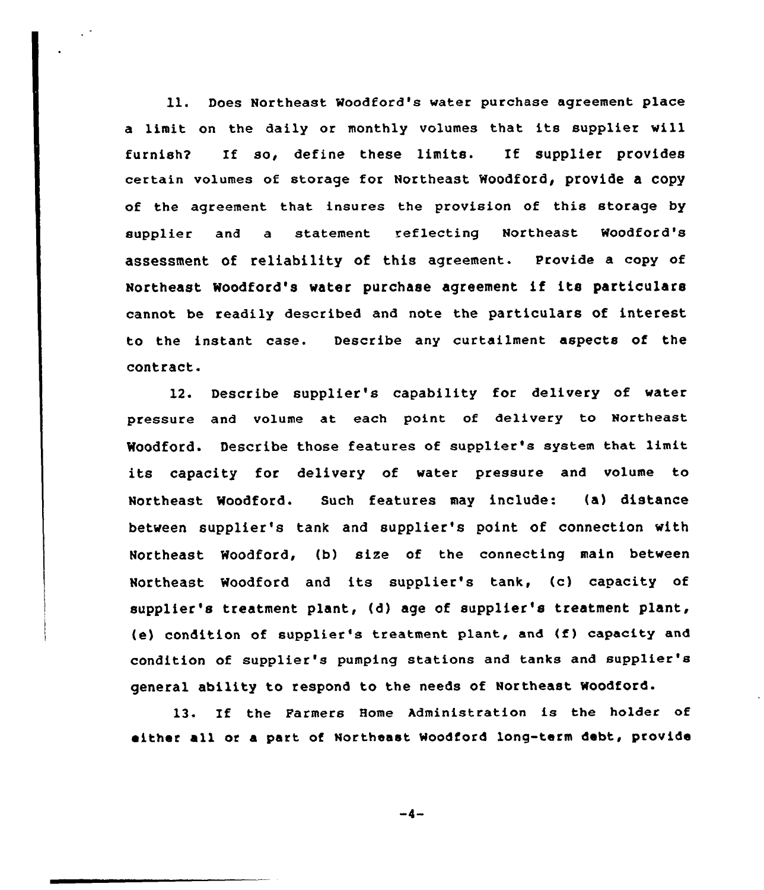11. Does Northeast Woodford's water purchase agreement place a limit on the daily or monthly volumes that its supplier will furnish? If so, define these limits. If supplier provides certain volumes of storage for Northeast Woodford, provide a copy of the agreement that insures the provision of this storage by supplier and a statement reflecting Northeast Woodford's assessment of reliability of this agreement. Provide a copy of Northeast Woodford's water purchase agreement if its particulars cannot be readily described and note the particulars of interest to the instant case. Describe any curtailment aspects of the contract.

12. Describe supplier's capability for delivery of water pressure and volume at each point of delivery to Northeast Woodford. Describe those features of supplier's system that limit its capacity for delivery of water pressure and volume to Northeast Woodford. Such features may include: (a) distance between supplier's tank and supplier's point of connection with Northeast Woodford, (b) size of the connecting main between Northeast Woodford and its supplier's tank, (c) capacity of supplier's treatment plant, (d) age of supplier's treatment plant, (e) condition of supplier's treatment plant, and (f) capacity and condition of supplier's pumping stations and tanks and supplier's general ability to respond to the needs of Northeast Woodford.

13. If the Farmers Home Administration is the holder of either all or a part of Northeast Woodford long-term debt, provide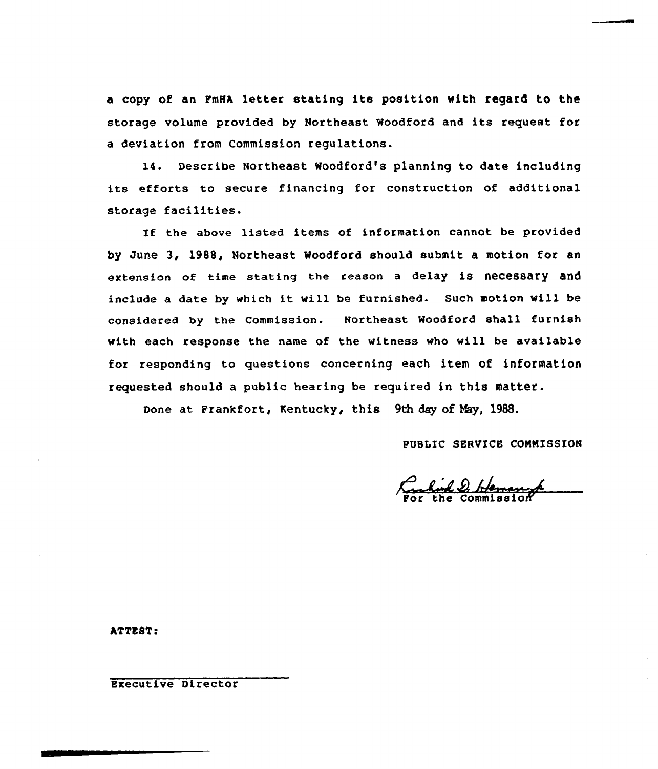a copy of an FmHA letter stating its position with regard to the storage volume provided by Northeast Woodford and its request for a deviation from Commission regulations.

14. Describe Northeast Woodford's planning to date including its efforts to secure financing for construction of additional storage facilities.

If the above listed items of information cannot be provided by June 3, 1988, Northeast Woodford should submit a motion for an extension of time stating the reason a delay is necessary and include a date by which it will be furnished. Such motion will be considered by the Commission. Northeast Woodford shall furnish with each response the name of the witness who will be available for responding to questions concerning each item of information requested should a public hearing be required in this matter.

Done at Frankfort, Kentucky, this 9th day of May, 1988.

PUBLIC SERVICE COMMISSION

For the Commission

ATTEST:

Executive Director